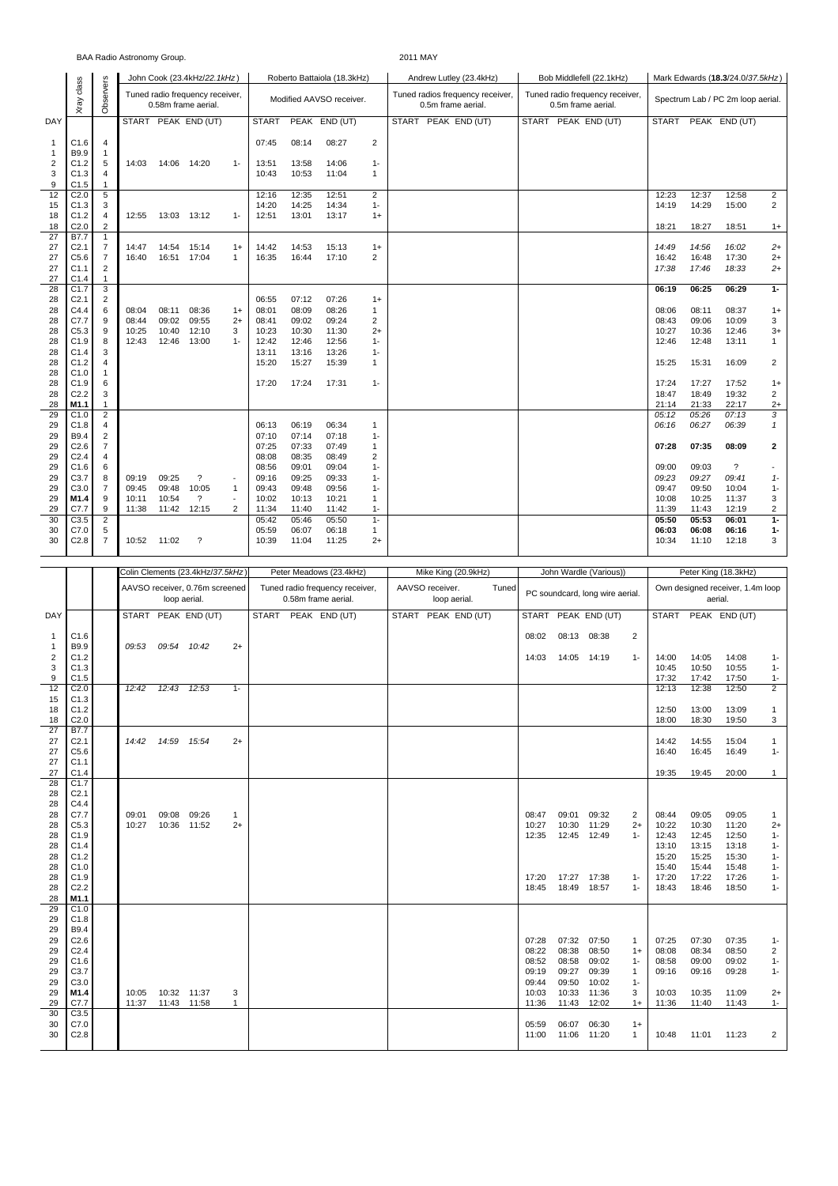BAA Radio Astronomy Group. 2011 MAY

| DAY | Xray class | Observers | John Cook (23.4kHz/*22.1kHz*) | | | | Roberto Battaiola (18.3kHz) | | | | Andrew Lutley (23.4kHz) | | | | Bob Middlefell (22.1kHz) | | | | Mark Edwards (**18.3**/24.0/*37.5kHz*) | | | |
|---|---|---|---|---|---|---|---|---|---|---|---|---|---|---|---|---|---|---|---|---|---|---|
| | | | Tuned radio frequency receiver, 0.58m frame aerial. | | | | Modified AAVSO receiver. | | | | Tuned radios frequency receiver, 0.5m frame aerial. | | | | Tuned radio frequency receiver, 0.5m frame aerial. | | | | Spectrum Lab / PC 2m loop aerial. | | | |
| | | | START | PEAK | END (UT) | | START | PEAK | END (UT) | | START | PEAK | END (UT) | | START | PEAK | END (UT) | | START | PEAK | END (UT) | |
| 1 | C1.6 | 4 | | | | | 07:45 | 08:14 | 08:27 | 2 | | | | | | | | | | | | |
| 1 | B9.9 | 1 | | | | | | | | | | | | | | | | | | | | |
| 2 | C1.2 | 5 | 14:03 | 14:06 | 14:20 | 1- | 13:51 | 13:58 | 14:06 | 1- | | | | | | | | | | | | |
| 3 | C1.3 | 4 | | | | | 10:43 | 10:53 | 11:04 | 1 | | | | | | | | | | | | |
| 9 | C1.5 | 1 | | | | | | | | | | | | | | | | | | | | |
| 12 | C2.0 | 5 | | | | | 12:16 | 12:35 | 12:51 | 2 | | | | | | | | | 12:23 | 12:37 | 12:58 | 2 |
| 15 | C1.3 | 3 | | | | | 14:20 | 14:25 | 14:34 | 1- | | | | | | | | | 14:19 | 14:29 | 15:00 | 2 |
| 18 | C1.2 | 4 | 12:55 | 13:03 | 13:12 | 1- | 12:51 | 13:01 | 13:17 | 1+ | | | | | | | | | | | | |
| 18 | C2.0 | 2 | | | | | | | | | | | | | | | | | 18:21 | 18:27 | 18:51 | 1+ |
| 27 | B7.7 | 1 | | | | | | | | | | | | | | | | | | | | |
| 27 | C2.1 | 7 | 14:47 | 14:54 | 15:14 | 1+ | 14:42 | 14:53 | 15:13 | 1+ | | | | | | | | | *14:49* | *14:56* | *16:02* | *2+* |
| 27 | C5.6 | 7 | 16:40 | 16:51 | 17:04 | 1 | 16:35 | 16:44 | 17:10 | 2 | | | | | | | | | *16:42* | *16:48* | *17:30* | *2+* |
| 27 | C1.1 | 2 | | | | | | | | | | | | | | | | | *17:38* | *17:46* | *18:33* | *2+* |
| 27 | C1.4 | 1 | | | | | | | | | | | | | | | | | | | | |
| 28 | C1.7 | 3 | | | | | | | | | | | | | | | | | **06:19** | **06:25** | **06:29** | **1-** |
| 28 | C2.1 | 2 | | | | | 06:55 | 07:12 | 07:26 | 1+ | | | | | | | | | | | | |
| 28 | C4.4 | 6 | 08:04 | 08:11 | 08:36 | 1+ | 08:01 | 08:09 | 08:26 | 1 | | | | | | | | | 08:06 | 08:11 | 08:37 | 1+ |
| 28 | C7.7 | 9 | 08:44 | 09:02 | 09:55 | 2+ | 08:41 | 09:02 | 09:24 | 2 | | | | | | | | | 08:43 | 09:06 | 10:09 | 3 |
| 28 | C5.3 | 9 | 10:25 | 10:40 | 12:10 | 3 | 10:23 | 10:30 | 11:30 | 2+ | | | | | | | | | 10:27 | 10:36 | 12:46 | 3+ |
| 28 | C1.9 | 8 | 12:43 | 12:46 | 13:00 | 1- | 12:42 | 12:46 | 12:56 | 1- | | | | | | | | | 12:46 | 12:48 | 13:11 | 1 |
| 28 | C1.4 | 3 | | | | | 13:11 | 13:16 | 13:26 | 1- | | | | | | | | | | | | |
| 28 | C1.2 | 4 | | | | | 15:20 | 15:27 | 15:39 | 1 | | | | | | | | | 15:25 | 15:31 | 16:09 | 2 |
| 28 | C1.0 | 1 | | | | | | | | | | | | | | | | | | | | |
| 28 | C1.9 | 6 | | | | | 17:20 | 17:24 | 17:31 | 1- | | | | | | | | | 17:24 | 17:27 | 17:52 | 1+ |
| 28 | C2.2 | 3 | | | | | | | | | | | | | | | | | 18:47 | 18:49 | 19:32 | 2 |
| 28 | **M1.1** | 1 | | | | | | | | | | | | | | | | | 21:14 | 21:33 | 22:17 | 2+ |
| 29 | C1.0 | 2 | | | | | | | | | | | | | | | | | *05:12* | *05:26* | *07:13* | *3* |
| 29 | C1.8 | 4 | | | | | 06:13 | 06:19 | 06:34 | 1 | | | | | | | | | *06:16* | *06:27* | *06:39* | *1* |
| 29 | B9.4 | 2 | | | | | 07:10 | 07:14 | 07:18 | 1- | | | | | | | | | | | | |
| 29 | C2.6 | 7 | | | | | 07:25 | 07:33 | 07:49 | 1 | | | | | | | | | **07:28** | **07:35** | **08:09** | **2** |
| 29 | C2.4 | 4 | | | | | 08:08 | 08:35 | 08:49 | 2 | | | | | | | | | | | | |
| 29 | C1.6 | 6 | | | | | 08:56 | 09:01 | 09:04 | 1- | | | | | | | | | 09:00 | 09:03 | ? | - |
| 29 | C3.7 | 8 | 09:19 | 09:25 | ? | - | 09:16 | 09:25 | 09:33 | 1- | | | | | | | | | *09:23* | *09:27* | *09:41* | *1-* |
| 29 | C3.0 | 7 | 09:45 | 09:48 | 10:05 | 1 | 09:43 | 09:48 | 09:56 | 1- | | | | | | | | | 09:47 | 09:50 | 10:04 | 1- |
| 29 | **M1.4** | 9 | 10:11 | 10:54 | ? | - | 10:02 | 10:13 | 10:21 | 1 | | | | | | | | | 10:08 | 10:25 | 11:37 | 3 |
| 29 | C7.7 | 9 | 11:38 | 11:42 | 12:15 | 2 | 11:34 | 11:40 | 11:42 | 1- | | | | | | | | | 11:39 | 11:43 | 12:19 | 2 |
| 30 | C3.5 | 2 | | | | | 05:42 | 05:46 | 05:50 | 1- | | | | | | | | | **05:50** | **05:53** | **06:01** | **1-** |
| 30 | C7.0 | 5 | | | | | 05:59 | 06:07 | 06:18 | 1 | | | | | | | | | **06:03** | **06:08** | **06:16** | **1-** |
| 30 | C2.8 | 7 | 10:52 | 11:02 | ? | | 10:39 | 11:04 | 11:25 | 2+ | | | | | | | | | 10:34 | 11:10 | 12:18 | 3 |

| DAY | | | Colin Clements (23.4kHz/*37.5kHz*) | | | | Peter Meadows (23.4kHz) | | | | Mike King (20.9kHz) | | | | John Wardle (Various)) | | | | Peter King (18.3kHz) | | | |
|---|---|---|---|---|---|---|---|---|---|---|---|---|---|---|---|---|---|---|---|---|---|---|
| | | | AAVSO receiver, 0.76m screened loop aerial. | | | | Tuned radio frequency receiver, 0.58m frame aerial. | | | | AAVSO receiver. Tuned loop aerial. | | | | PC soundcard, long wire aerial. | | | | Own designed receiver, 1.4m loop aerial. | | | |
| | | | START | PEAK | END (UT) | | START | PEAK | END (UT) | | START | PEAK | END (UT) | | START | PEAK | END (UT) | | START | PEAK | END (UT) | |
| 1 | C1.6 | | | | | | | | | | | | | | 08:02 | 08:13 | 08:38 | 2 | | | | |
| 1 | B9.9 | | *09:53* | *09:54* | *10:42* | *2+* | | | | | | | | | | | | | | | | |
| 2 | C1.2 | | | | | | | | | | | | | | 14:03 | 14:05 | 14:19 | 1- | 14:00 | 14:05 | 14:08 | 1- |
| 3 | C1.3 | | | | | | | | | | | | | | | | | | 10:45 | 10:50 | 10:55 | 1- |
| 9 | C1.5 | | | | | | | | | | | | | | | | | | 17:32 | 17:42 | 17:50 | 1- |
| 12 | C2.0 | | *12:42* | *12:43* | *12:53* | *1-* | | | | | | | | | | | | | 12:13 | 12:38 | 12:50 | 2 |
| 15 | C1.3 | | | | | | | | | | | | | | | | | | | | | |
| 18 | C1.2 | | | | | | | | | | | | | | | | | | 12:50 | 13:00 | 13:09 | 1 |
| 18 | C2.0 | | | | | | | | | | | | | | | | | | 18:00 | 18:30 | 19:50 | 3 |
| 27 | B7.7 | | | | | | | | | | | | | | | | | | | | | |
| 27 | C2.1 | | *14:42* | *14:59* | *15:54* | *2+* | | | | | | | | | | | | | 14:42 | 14:55 | 15:04 | 1 |
| 27 | C5.6 | | | | | | | | | | | | | | | | | | 16:40 | 16:45 | 16:49 | 1- |
| 27 | C1.1 | | | | | | | | | | | | | | | | | | | | | |
| 27 | C1.4 | | | | | | | | | | | | | | | | | | 19:35 | 19:45 | 20:00 | 1 |
| 28 | C1.7 | | | | | | | | | | | | | | | | | | | | | |
| 28 | C2.1 | | | | | | | | | | | | | | | | | | | | | |
| 28 | C4.4 | | | | | | | | | | | | | | | | | | | | | |
| 28 | C7.7 | | 09:01 | 09:08 | 09:26 | 1 | | | | | | | | | 08:47 | 09:01 | 09:32 | 2 | 08:44 | 09:05 | 09:05 | 1 |
| 28 | C5.3 | | 10:27 | 10:36 | 11:52 | 2+ | | | | | | | | | 10:27 | 10:30 | 11:29 | 2+ | 10:22 | 10:30 | 11:20 | 2+ |
| 28 | C1.9 | | | | | | | | | | | | | | 12:35 | 12:45 | 12:49 | 1- | 12:43 | 12:45 | 12:50 | 1- |
| 28 | C1.4 | | | | | | | | | | | | | | | | | | 13:10 | 13:15 | 13:18 | 1- |
| 28 | C1.2 | | | | | | | | | | | | | | | | | | 15:20 | 15:25 | 15:30 | 1- |
| 28 | C1.0 | | | | | | | | | | | | | | | | | | 15:40 | 15:44 | 15:48 | 1- |
| 28 | C1.9 | | | | | | | | | | | | | | 17:20 | 17:27 | 17:38 | 1- | 17:20 | 17:22 | 17:26 | 1- |
| 28 | C2.2 | | | | | | | | | | | | | | 18:45 | 18:49 | 18:57 | 1- | 18:43 | 18:46 | 18:50 | 1- |
| 28 | **M1.1** | | | | | | | | | | | | | | | | | | | | | |
| 29 | C1.0 | | | | | | | | | | | | | | | | | | | | | |
| 29 | C1.8 | | | | | | | | | | | | | | | | | | | | | |
| 29 | B9.4 | | | | | | | | | | | | | | | | | | | | | |
| 29 | C2.6 | | | | | | | | | | | | | | 07:28 | 07:32 | 07:50 | 1 | 07:25 | 07:30 | 07:35 | 1- |
| 29 | C2.4 | | | | | | | | | | | | | | 08:22 | 08:38 | 08:50 | 1+ | 08:08 | 08:34 | 08:50 | 2 |
| 29 | C1.6 | | | | | | | | | | | | | | 08:52 | 08:58 | 09:02 | 1- | 08:58 | 09:00 | 09:02 | 1- |
| 29 | C3.7 | | | | | | | | | | | | | | 09:19 | 09:27 | 09:39 | 1 | 09:16 | 09:16 | 09:28 | 1- |
| 29 | C3.0 | | | | | | | | | | | | | | 09:44 | 09:50 | 10:02 | 1- | | | | |
| 29 | **M1.4** | | 10:05 | 10:32 | 11:37 | 3 | | | | | | | | | 10:03 | 10:33 | 11:36 | 3 | 10:03 | 10:35 | 11:09 | 2+ |
| 29 | C7.7 | | 11:37 | 11:43 | 11:58 | 1 | | | | | | | | | 11:36 | 11:43 | 12:02 | 1+ | 11:36 | 11:40 | 11:43 | 1- |
| 30 | C3.5 | | | | | | | | | | | | | | | | | | | | | |
| 30 | C7.0 | | | | | | | | | | | | | | 05:59 | 06:07 | 06:30 | 1+ | | | | |
| 30 | C2.8 | | | | | | | | | | | | | | 11:00 | 11:06 | 11:20 | 1 | 10:48 | 11:01 | 11:23 | 2 |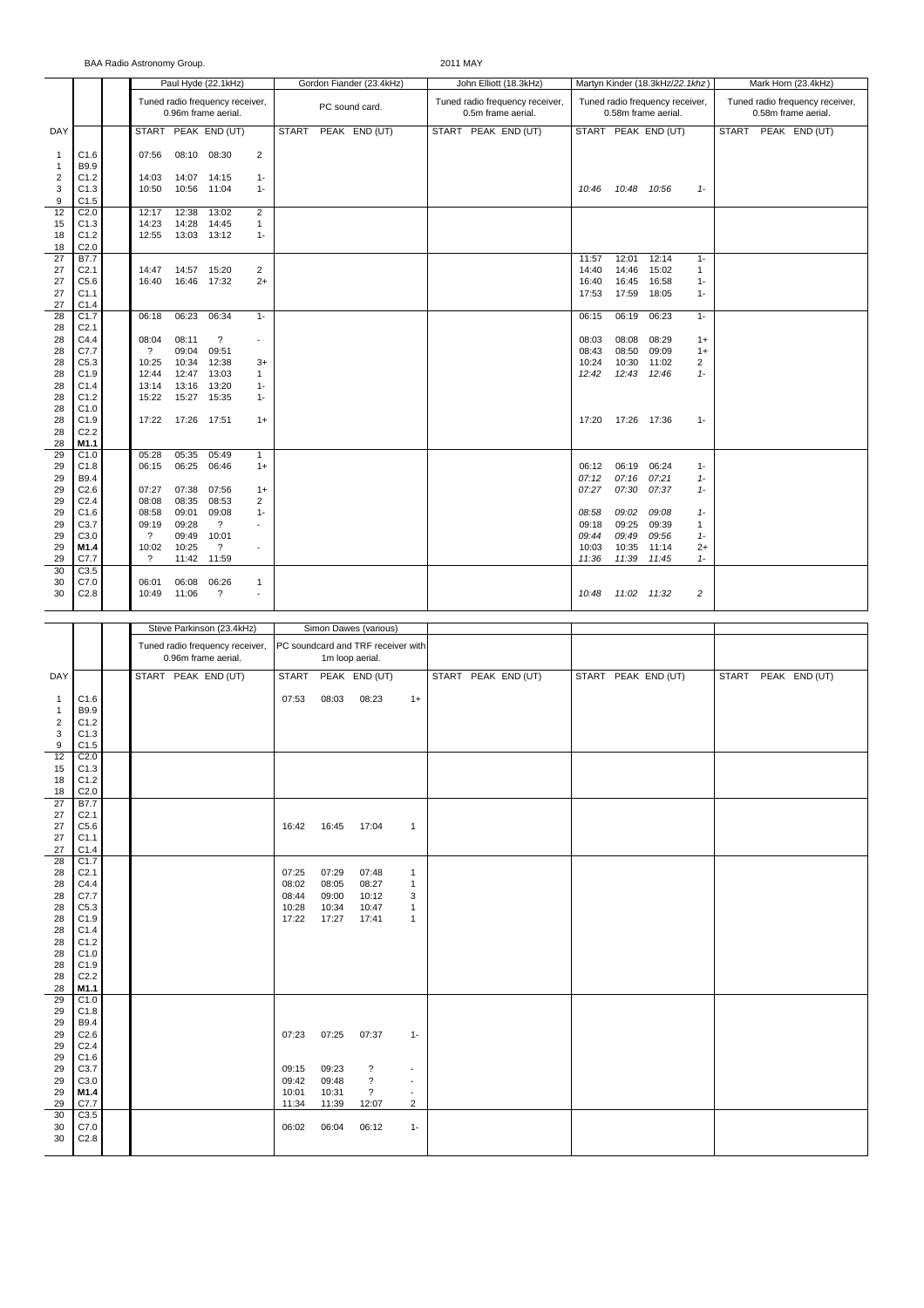BAA Radio Astronomy Group.

2011 MAY

| DAY | | Paul Hyde (22.1kHz) Tuned radio frequency receiver, 0.96m frame aerial. START | PEAK | END (UT) | | Gordon Fiander (23.4kHz) PC sound card. START PEAK END (UT) | John Elliott (18.3kHz) Tuned radio frequency receiver, 0.5m frame aerial. START PEAK END (UT) | Martyn Kinder (18.3kHz/*22.1khz*) Tuned radio frequency receiver, 0.58m frame aerial. START | PEAK | END (UT) | | Mark Horn (23.4kHz) Tuned radio frequency receiver, 0.58m frame aerial. START PEAK END (UT) |
|---|---|---|---|---|---|---|---|---|---|---|---|---|
| 1 | C1.6 | 07:56 | 08:10 | 08:30 | 2 | | | | | | | |
| 1 | B9.9 | | | | | | | | | | | |
| 2 | C1.2 | 14:03 | 14:07 | 14:15 | 1- | | | | | | | |
| 3 | C1.3 | 10:50 | 10:56 | 11:04 | 1- | | | *10:46* | *10:48* | *10:56* | *1-* | |
| 9 | C1.5 | | | | | | | | | | | |
| 12 | C2.0 | 12:17 | 12:38 | 13:02 | 2 | | | | | | | |
| 15 | C1.3 | 14:23 | 14:28 | 14:45 | 1 | | | | | | | |
| 18 | C1.2 | 12:55 | 13:03 | 13:12 | 1- | | | | | | | |
| 18 | C2.0 | | | | | | | | | | | |
| 27 | B7.7 | | | | | | | 11:57 | 12:01 | 12:14 | 1- | |
| 27 | C2.1 | 14:47 | 14:57 | 15:20 | 2 | | | 14:40 | 14:46 | 15:02 | 1 | |
| 27 | C5.6 | 16:40 | 16:46 | 17:32 | 2+ | | | 16:40 | 16:45 | 16:58 | 1- | |
| 27 | C1.1 | | | | | | | 17:53 | 17:59 | 18:05 | 1- | |
| 27 | C1.4 | | | | | | | | | | | |
| 28 | C1.7 | 06:18 | 06:23 | 06:34 | 1- | | | 06:15 | 06:19 | 06:23 | 1- | |
| 28 | C2.1 | | | | | | | | | | | |
| 28 | C4.4 | 08:04 | 08:11 | ? | - | | | 08:03 | 08:08 | 08:29 | 1+ | |
| 28 | C7.7 | ? | 09:04 | 09:51 | | | | 08:43 | 08:50 | 09:09 | 1+ | |
| 28 | C5.3 | 10:25 | 10:34 | 12:38 | 3+ | | | 10:24 | 10:30 | 11:02 | 2 | |
| 28 | C1.9 | 12:44 | 12:47 | 13:03 | 1 | | | *12:42* | *12:43* | *12:46* | *1-* | |
| 28 | C1.4 | 13:14 | 13:16 | 13:20 | 1- | | | | | | | |
| 28 | C1.2 | 15:22 | 15:27 | 15:35 | 1- | | | | | | | |
| 28 | C1.0 | | | | | | | | | | | |
| 28 | C1.9 | 17:22 | 17:26 | 17:51 | 1+ | | | 17:20 | 17:26 | 17:36 | 1- | |
| 28 | C2.2 | | | | | | | | | | | |
| 28 | **M1.1** | | | | | | | | | | | |
| 29 | C1.0 | 05:28 | 05:35 | 05:49 | 1 | | | | | | | |
| 29 | C1.8 | 06:15 | 06:25 | 06:46 | 1+ | | | 06:12 | 06:19 | 06:24 | 1- | |
| 29 | B9.4 | | | | | | | *07:12* | *07:16* | *07:21* | *1-* | |
| 29 | C2.6 | 07:27 | 07:38 | 07:56 | 1+ | | | *07:27* | *07:30* | *07:37* | *1-* | |
| 29 | C2.4 | 08:08 | 08:35 | 08:53 | 2 | | | | | | | |
| 29 | C1.6 | 08:58 | 09:01 | 09:08 | 1- | | | *08:58* | *09:02* | *09:08* | *1-* | |
| 29 | C3.7 | 09:19 | 09:28 | ? | - | | | 09:18 | 09:25 | 09:39 | 1 | |
| 29 | C3.0 | ? | 09:49 | 10:01 | | | | *09:44* | *09:49* | *09:56* | *1-* | |
| 29 | **M1.4** | 10:02 | 10:25 | ? | - | | | 10:03 | 10:35 | 11:14 | 2+ | |
| 29 | C7.7 | ? | 11:42 | 11:59 | | | | *11:36* | *11:39* | *11:45* | *1-* | |
| 30 | C3.5 | | | | | | | | | | | |
| 30 | C7.0 | 06:01 | 06:08 | 06:26 | 1 | | | | | | | |
| 30 | C2.8 | 10:49 | 11:06 | ? | - | | | *10:48* | *11:02* | *11:32* | *2* | |

| DAY | | Steve Parkinson (23.4kHz) Tuned radio frequency receiver, 0.96m frame aerial. START PEAK END (UT) | Simon Dawes (various) PC soundcard and TRF receiver with 1m loop aerial. START | PEAK | END (UT) | | START PEAK END (UT) | START PEAK END (UT) | START PEAK END (UT) |
|---|---|---|---|---|---|---|---|---|---|
| 1 | C1.6 | | 07:53 | 08:03 | 08:23 | 1+ | | | |
| 1 | B9.9 | | | | | | | | |
| 2 | C1.2 | | | | | | | | |
| 3 | C1.3 | | | | | | | | |
| 9 | C1.5 | | | | | | | | |
| 12 | C2.0 | | | | | | | | |
| 15 | C1.3 | | | | | | | | |
| 18 | C1.2 | | | | | | | | |
| 18 | C2.0 | | | | | | | | |
| 27 | B7.7 | | | | | | | | |
| 27 | C2.1 | | | | | | | | |
| 27 | C5.6 | | 16:42 | 16:45 | 17:04 | 1 | | | |
| 27 | C1.1 | | | | | | | | |
| 27 | C1.4 | | | | | | | | |
| 28 | C1.7 | | | | | | | | |
| 28 | C2.1 | | 07:25 | 07:29 | 07:48 | 1 | | | |
| 28 | C4.4 | | 08:02 | 08:05 | 08:27 | 1 | | | |
| 28 | C7.7 | | 08:44 | 09:00 | 10:12 | 3 | | | |
| 28 | C5.3 | | 10:28 | 10:34 | 10:47 | 1 | | | |
| 28 | C1.9 | | 17:22 | 17:27 | 17:41 | 1 | | | |
| 28 | C1.4 | | | | | | | | |
| 28 | C1.2 | | | | | | | | |
| 28 | C1.0 | | | | | | | | |
| 28 | C1.9 | | | | | | | | |
| 28 | C2.2 | | | | | | | | |
| 28 | **M1.1** | | | | | | | | |
| 29 | C1.0 | | | | | | | | |
| 29 | C1.8 | | | | | | | | |
| 29 | B9.4 | | | | | | | | |
| 29 | C2.6 | | 07:23 | 07:25 | 07:37 | 1- | | | |
| 29 | C2.4 | | | | | | | | |
| 29 | C1.6 | | | | | | | | |
| 29 | C3.7 | | 09:15 | 09:23 | ? | - | | | |
| 29 | C3.0 | | 09:42 | 09:48 | ? | - | | | |
| 29 | **M1.4** | | 10:01 | 10:31 | ? | - | | | |
| 29 | C7.7 | | 11:34 | 11:39 | 12:07 | 2 | | | |
| 30 | C3.5 | | | | | | | | |
| 30 | C7.0 | | 06:02 | 06:04 | 06:12 | 1- | | | |
| 30 | C2.8 | | | | | | | | |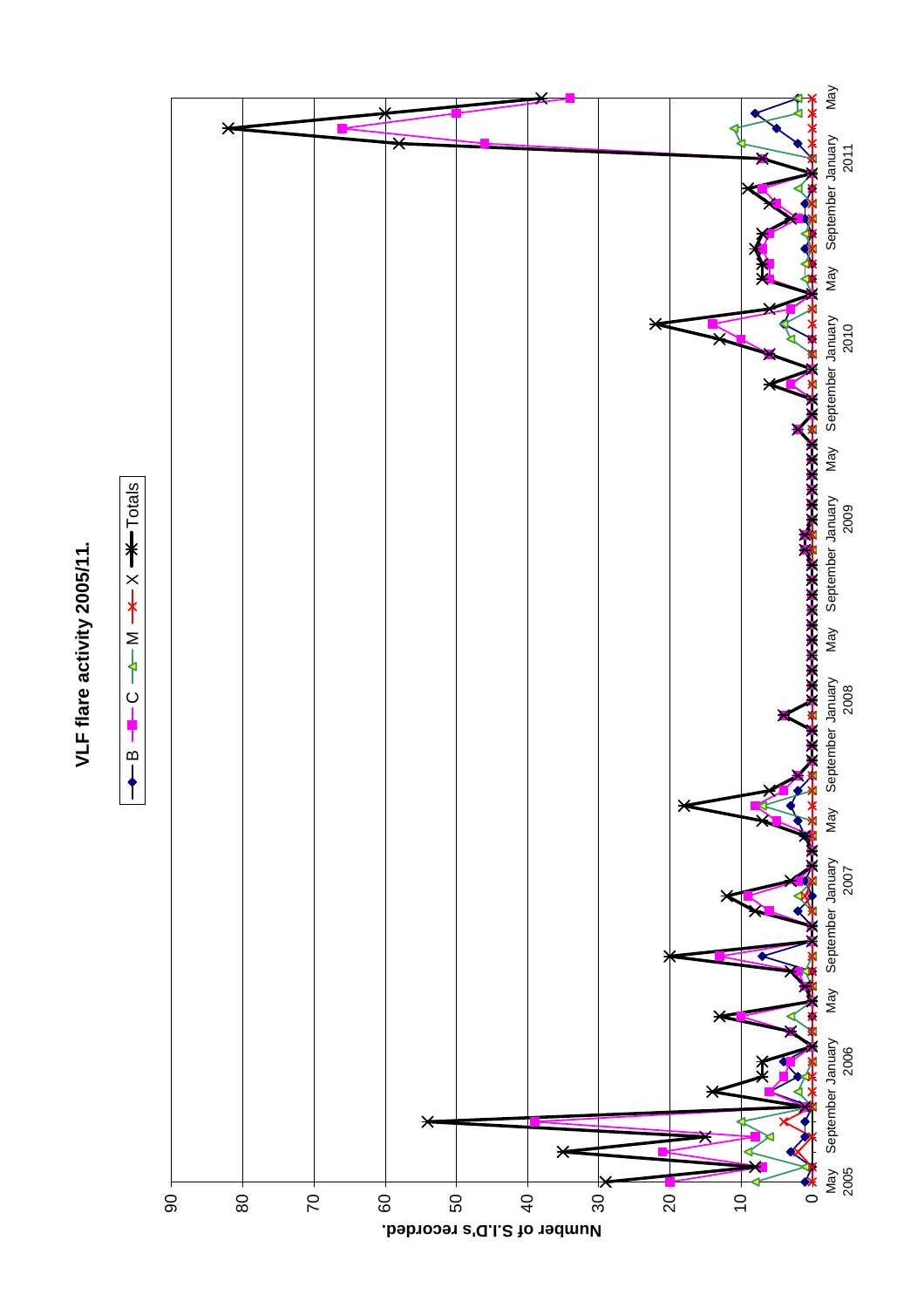**VLF flare activity 2005/11.**

B C M X Totals

Number of S.I.D's recorded.

90 80 70 60 50 40 30 20 10 0

May 2005 September January 2006 May September January 2007 May September January 2008 May September January 2009 May September January 2010 May September January 2011 May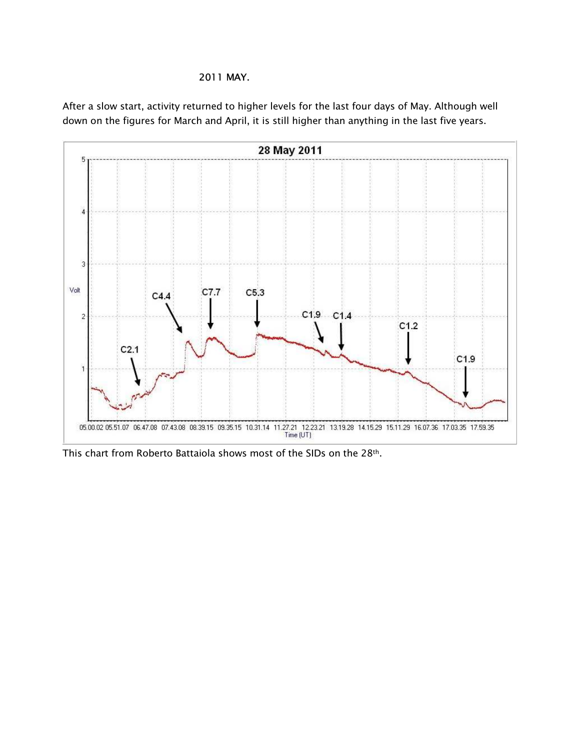## 2011 MAY.

After a slow start, activity returned to higher levels for the last four days of May. Although well down on the figures for March and April, it is still higher than anything in the last five years.

This chart from Roberto Battaiola shows most of the SIDs on the 28th.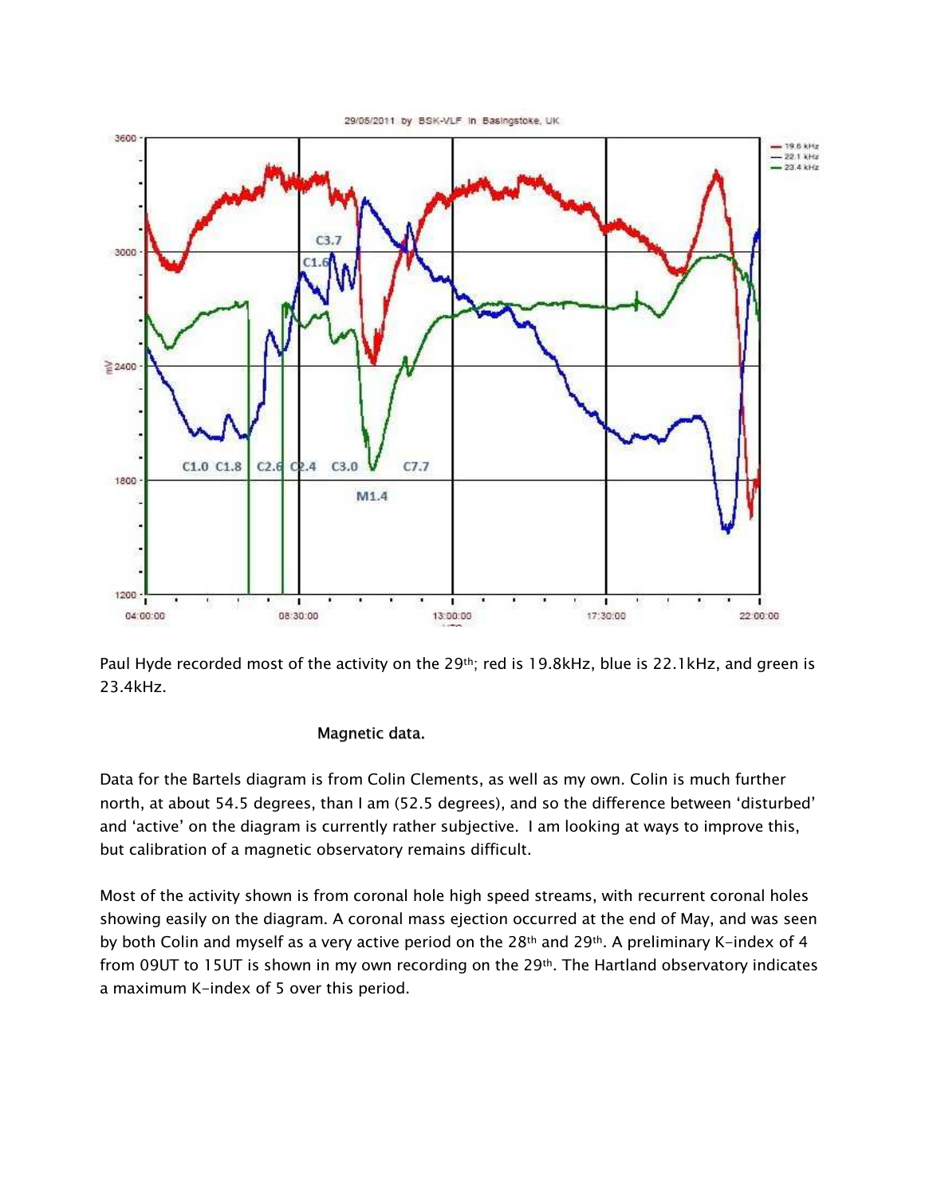Paul Hyde recorded most of the activity on the 29th; red is 19.8kHz, blue is 22.1kHz, and green is 23.4kHz.

## Magnetic data.

Data for the Bartels diagram is from Colin Clements, as well as my own. Colin is much further north, at about 54.5 degrees, than I am (52.5 degrees), and so the difference between 'disturbed' and 'active' on the diagram is currently rather subjective. I am looking at ways to improve this, but calibration of a magnetic observatory remains difficult.

Most of the activity shown is from coronal hole high speed streams, with recurrent coronal holes showing easily on the diagram. A coronal mass ejection occurred at the end of May, and was seen by both Colin and myself as a very active period on the 28th and 29th. A preliminary K-index of 4 from 09UT to 15UT is shown in my own recording on the 29th. The Hartland observatory indicates a maximum K-index of 5 over this period.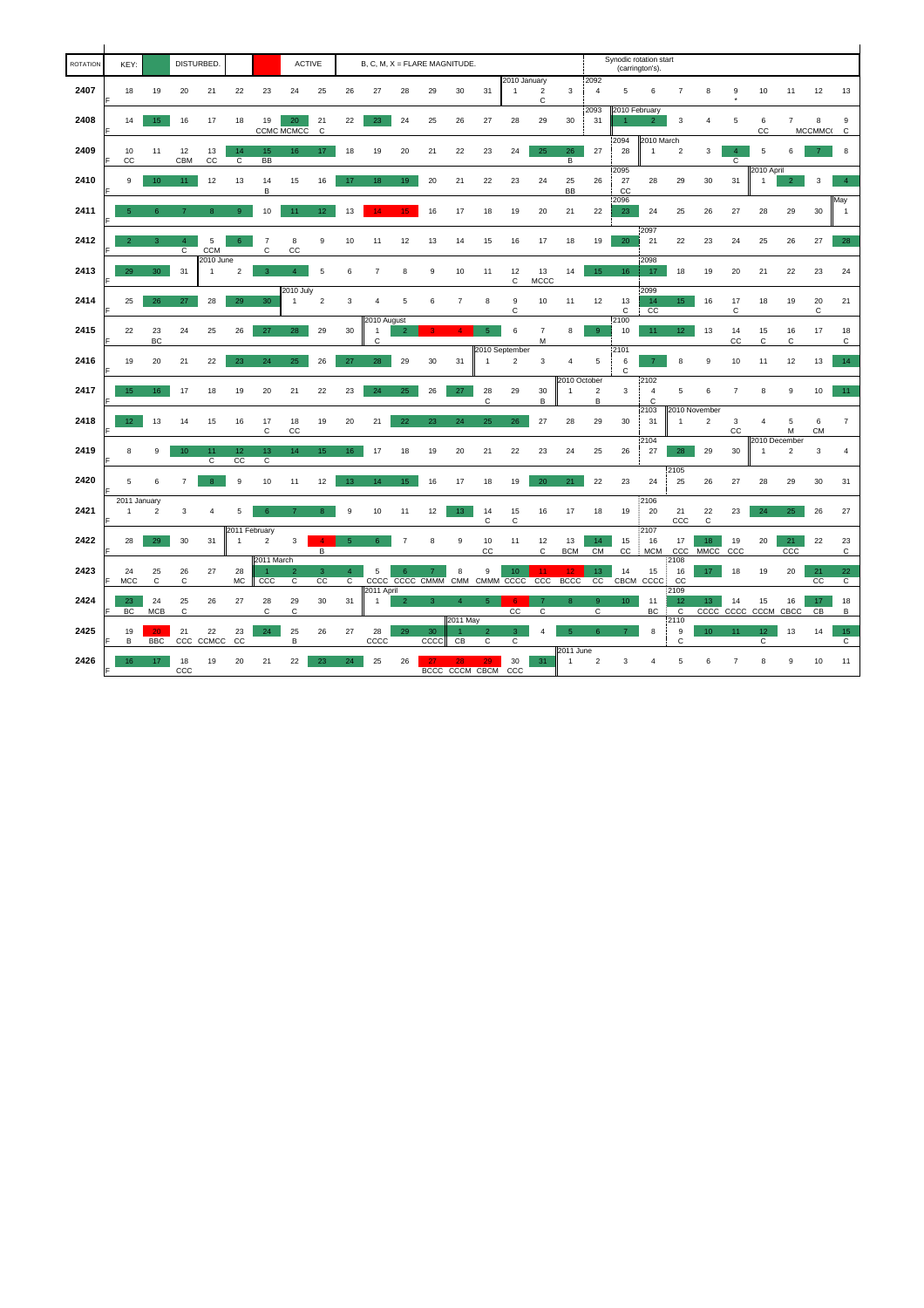| ROTATION | KEY: | | DISTURBED. | | | ACTIVE | | B, C, M, X = FLARE MAGNITUDE. | | | | | | | | | | | | Synodic rotation start (carrington's). | | | | | | | | |
|---|---|---|---|---|---|---|---|---|---|---|---|---|---|---|---|---|---|---|---|---|---|---|---|---|---|---|---|---|
| 2407 | 18 | 19 | 20 | 21 | 22 | 23 | 24 | 25 | 26 | 27 | 28 | 29 | 30 | 31 | 2010 January 1 | 2 C | 3 | 2092 4 | 5 | 6 | 7 | 8 | 9 * | 10 | 11 | 12 | 13 |
| 2408 | 14 | 15 | 16 | 17 | 18 | 19 CCMC | 20 MCMCC | 21 C | 22 | 23 | 24 | 25 | 26 | 27 | 28 | 29 | 30 | 2093 31 | 2010 February 1 | 2 | 3 | 4 | 5 | 6 CC | 7 | 8 MCCMMC( | 9 C |
| 2409 | 10 CC | 11 | 12 CBM | 13 CC | 14 C | 15 BB | 16 | 17 | 18 | 19 | 20 | 21 | 22 | 23 | 24 | 25 | 26 B | 27 | 2094 28 | 2010 March 1 | 2 | 3 | 4 C | 5 | 6 | 7 | 8 |
| 2410 | 9 | 10 | 11 | 12 | 13 | 14 B | 15 | 16 | 17 | 18 | 19 | 20 | 21 | 22 | 23 | 24 | 25 BB | 26 | 2095 27 CC | 28 | 29 | 30 | 31 | 2010 April 1 | 2 | 3 | 4 |
| 2411 | 5 | 6 | 7 | 8 | 9 | 10 | 11 | 12 | 13 | 14 | 15 | 16 | 17 | 18 | 19 | 20 | 21 | 22 | 2096 23 | 24 | 25 | 26 | 27 | 28 | 29 | 30 | May 1 |
| 2412 | 2 | 3 | 4 C | 5 CCM | 6 | 7 C | 8 CC | 9 | 10 | 11 | 12 | 13 | 14 | 15 | 16 | 17 | 18 | 19 | 20 | 2097 21 | 22 | 23 | 24 | 25 | 26 | 27 | 28 |
| 2413 | 29 | 30 | 31 | 2010 June 1 | 2 | 3 | 4 | 5 | 6 | 7 | 8 | 9 | 10 | 11 | 12 C | 13 MCCC | 14 | 15 | 16 | 2098 17 | 18 | 19 | 20 | 21 | 22 | 23 | 24 |
| 2414 | 25 | 26 | 27 | 28 | 29 | 30 | 2010 July 1 | 2 | 3 | 4 | 5 | 6 | 7 | 8 | 9 C | 10 | 11 | 12 | 13 C | 2099 14 CC | 15 | 16 | 17 C | 18 | 19 | 20 C | 21 |
| 2415 | 22 | 23 BC | 24 | 25 | 26 | 27 | 28 | 29 | 30 | 2010 August 1 C | 2 | 3 | 4 | 5 | 6 | 7 M | 8 | 9 | 2100 10 | 11 | 12 | 13 | 14 CC | 15 C | 16 C | 17 | 18 C |
| 2416 | 19 | 20 | 21 | 22 | 23 | 24 | 25 | 26 | 27 | 28 | 29 | 30 | 31 | 2010 September 1 | 2 | 3 | 4 | 5 | 2101 6 C | 7 | 8 | 9 | 10 | 11 | 12 | 13 | 14 |
| 2417 | 15 | 16 | 17 | 18 | 19 | 20 | 21 | 22 | 23 | 24 | 25 | 26 | 27 | 28 C | 29 | 30 B | 2010 October 1 | 2 B | 3 | 2102 4 C | 5 | 6 | 7 | 8 | 9 | 10 | 11 |
| 2418 | 12 | 13 | 14 | 15 | 16 | 17 C | 18 CC | 19 | 20 | 21 | 22 | 23 | 24 | 25 | 26 | 27 | 28 | 29 | 30 | 2103 31 | 2010 November 1 | 2 | 3 CC | 4 | 5 M | 6 CM | 7 |
| 2419 | 8 | 9 | 10 | 11 C | 12 CC | 13 C | 14 | 15 | 16 | 17 | 18 | 19 | 20 | 21 | 22 | 23 | 24 | 25 | 26 | 2104 27 | 28 | 29 | 30 | 2010 December 1 | 2 | 3 | 4 |
| 2420 | 5 | 6 | 7 | 8 | 9 | 10 | 11 | 12 | 13 | 14 | 15 | 16 | 17 | 18 | 19 | 20 | 21 | 22 | 23 | 24 | 2105 25 | 26 | 27 | 28 | 29 | 30 | 31 |
| 2421 | 2011 January 1 | 2 | 3 | 4 | 5 | 6 | 7 | 8 | 9 | 10 | 11 | 12 | 13 | 14 C | 15 C | 16 | 17 | 18 | 19 | 2106 20 | 21 CCC | 22 C | 23 | 24 | 25 | 26 | 27 |
| 2422 | 28 | 29 | 30 | 31 | 2011 February 1 | 2 | 3 | 4 B | 5 | 6 | 7 | 8 | 9 | 10 CC | 11 | 12 C | 13 BCM | 14 CM | 15 CC | 2107 16 MCM | 17 CCC | 18 MMCC | 19 CCC | 20 | 21 CCC | 22 | 23 C |
| 2423 | 24 MCC | 25 C | 26 C | 27 | 28 MC | 2011 March 1 CCC | 2 C | 3 CC | 4 C | 5 CCCC | 6 CCCC | 7 CMMM | 8 CMM | 9 CMMM | 10 CCCC | 11 CCC | 12 BCCC | 13 CC | 14 CBCM | 15 CCCC | 2108 16 CC | 17 | 18 | 19 | 20 | 21 CC | 22 C |
| 2424 | 23 BC | 24 MCB | 25 C | 26 | 27 | 28 C | 29 C | 30 | 31 | 2011 April 1 | 2 | 3 | 4 | 5 | 6 CC | 7 C | 8 | 9 C | 10 | 11 BC | 2109 12 C | 13 CCCC | 14 CCCC | 15 CCCM | 16 CBCC | 17 CB | 18 B |
| 2425 | 19 B | 20 BBC | 21 CCC | 22 CCMCC | 23 CC | 24 | 25 B | 26 | 27 | 28 CCCC | 29 | 30 CCCC | 2011 May 1 CB | 2 C | 3 C | 4 | 5 | 6 | 7 | 8 | 2110 9 C | 10 | 11 | 12 C | 13 | 14 | 15 C |
| 2426 | 16 | 17 | 18 CCC | 19 | 20 | 21 | 22 | 23 | 24 | 25 | 26 | 27 BCCC | 28 CCCM | 29 CBCM | 30 CCC | 31 | 2011 June 1 | 2 | 3 | 4 | 5 | 6 | 7 | 8 | 9 | 10 | 11 |